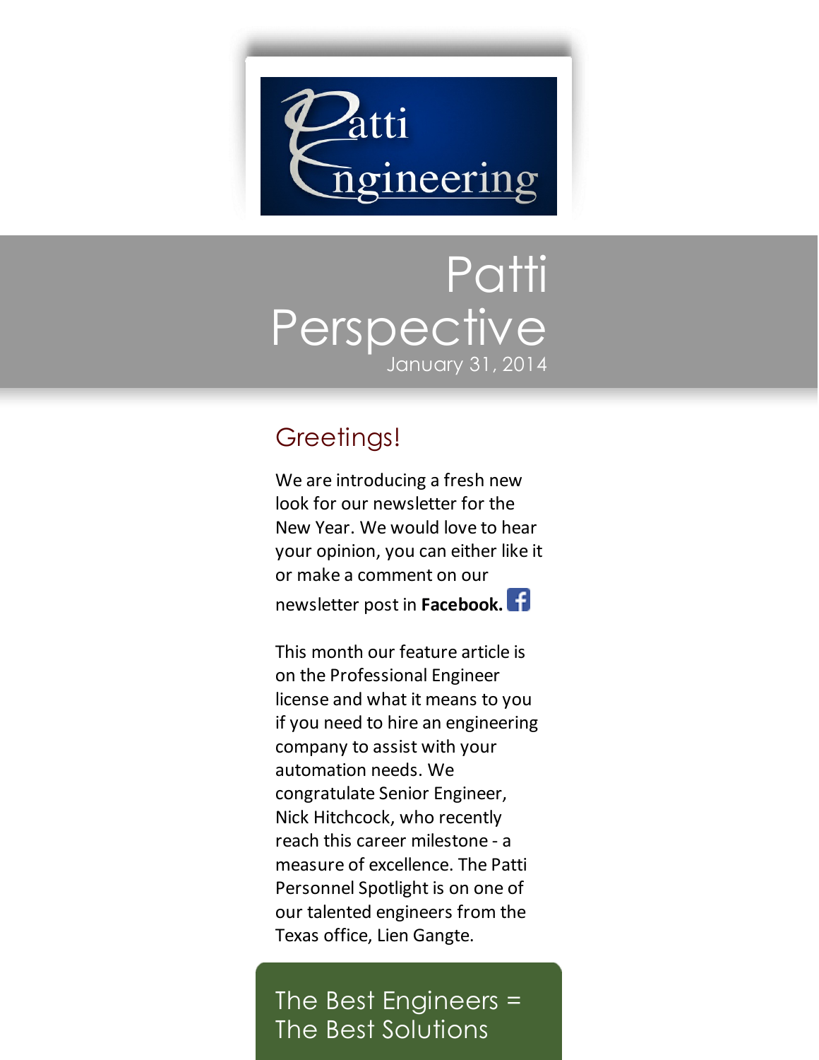Patti Engineering

# Patti Perspective

January 31, 2014

## Greetings!

We are introducing a fresh new look for our newsletter for the New Year. We would love to hear your opinion, you can either like it or make a comment on our newsletter post in **Facebook.**

This month our feature article is on the Professional Engineer license and what it means to you if you need to hire an engineering company to assist with your automation needs. We congratulate Senior Engineer, Nick Hitchcock, who recently reach this career milestone - a measure of excellence. The Patti Personnel Spotlight is on one of our talented engineers from the Texas office, Lien Gangte.

## The Best Engineers = The Best Solutions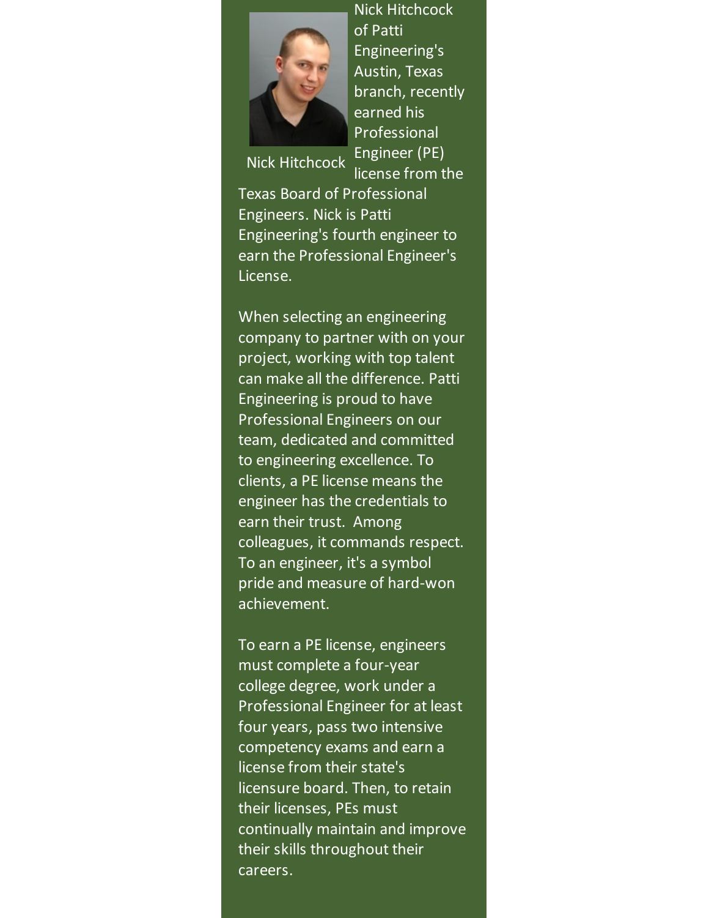Nick Hitchcock

Nick Hitchcock of Patti Engineering's Austin, Texas branch, recently earned his Professional Engineer (PE) license from the Texas Board of Professional Engineers. Nick is Patti Engineering's fourth engineer to earn the Professional Engineer's License.

When selecting an engineering company to partner with on your project, working with top talent can make all the difference. Patti Engineering is proud to have Professional Engineers on our team, dedicated and committed to engineering excellence. To clients, a PE license means the engineer has the credentials to earn their trust. Among colleagues, it commands respect. To an engineer, it's a symbol pride and measure of hard-won achievement.

To earn a PE license, engineers must complete a four-year college degree, work under a Professional Engineer for at least four years, pass two intensive competency exams and earn a license from their state's licensure board. Then, to retain their licenses, PEs must continually maintain and improve their skills throughout their careers.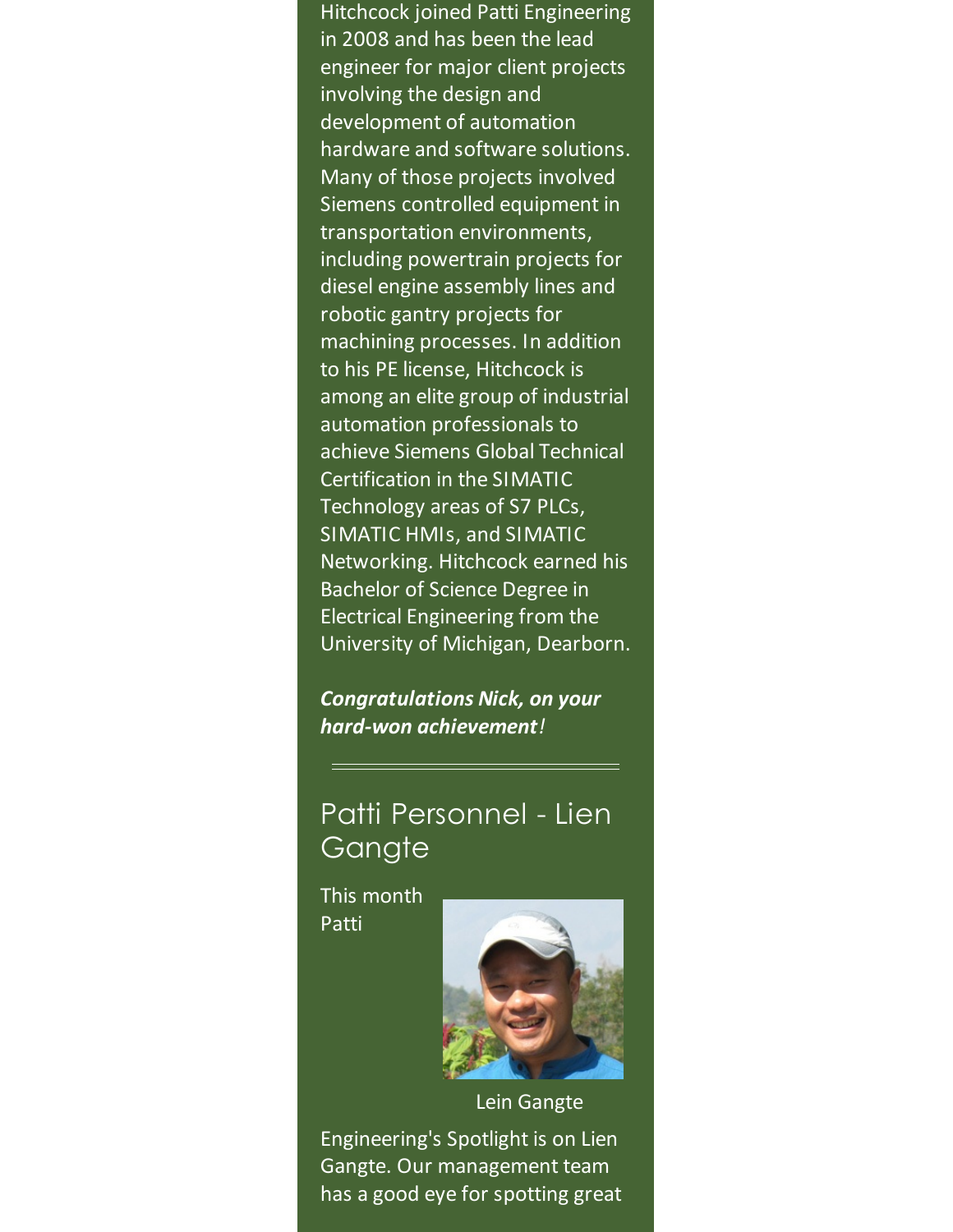Hitchcock joined Patti Engineering in 2008 and has been the lead engineer for major client projects involving the design and development of automation hardware and software solutions. Many of those projects involved Siemens controlled equipment in transportation environments, including powertrain projects for diesel engine assembly lines and robotic gantry projects for machining processes. In addition to his PE license, Hitchcock is among an elite group of industrial automation professionals to achieve Siemens Global Technical Certification in the SIMATIC Technology areas of S7 PLCs, SIMATIC HMIs, and SIMATIC Networking. Hitchcock earned his Bachelor of Science Degree in Electrical Engineering from the University of Michigan, Dearborn.

***Congratulations Nick, on your hard-won achievement!***

---

## Patti Personnel - Lien Gangte

Lein Gangte

This month Patti Engineering's Spotlight is on Lien Gangte. Our management team has a good eye for spotting great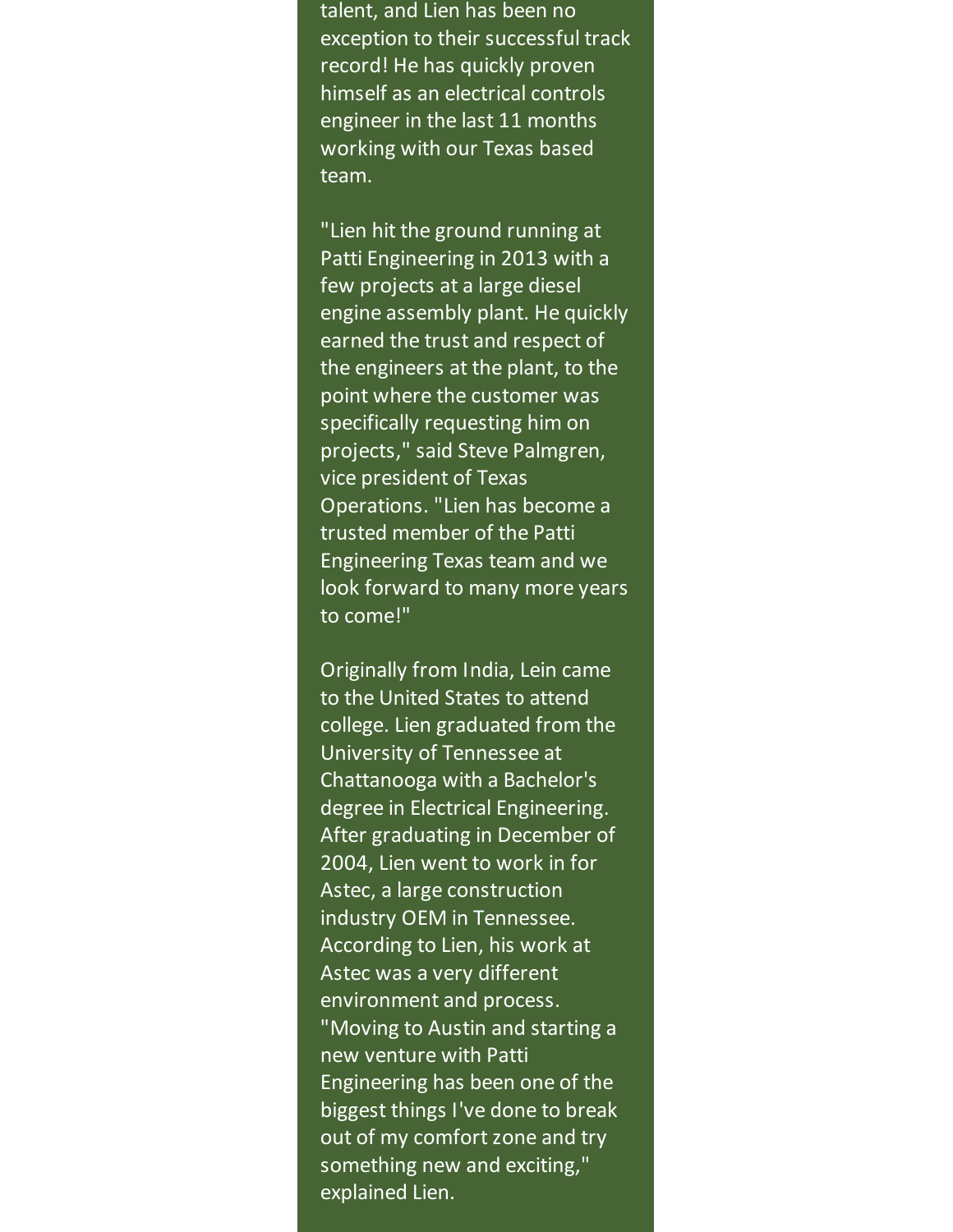talent, and Lien has been no exception to their successful track record! He has quickly proven himself as an electrical controls engineer in the last 11 months working with our Texas based team.

"Lien hit the ground running at Patti Engineering in 2013 with a few projects at a large diesel engine assembly plant. He quickly earned the trust and respect of the engineers at the plant, to the point where the customer was specifically requesting him on projects," said Steve Palmgren, vice president of Texas Operations. "Lien has become a trusted member of the Patti Engineering Texas team and we look forward to many more years to come!"

Originally from India, Lein came to the United States to attend college. Lien graduated from the University of Tennessee at Chattanooga with a Bachelor's degree in Electrical Engineering. After graduating in December of 2004, Lien went to work in for Astec, a large construction industry OEM in Tennessee. According to Lien, his work at Astec was a very different environment and process. "Moving to Austin and starting a new venture with Patti Engineering has been one of the biggest things I've done to break out of my comfort zone and try something new and exciting," explained Lien.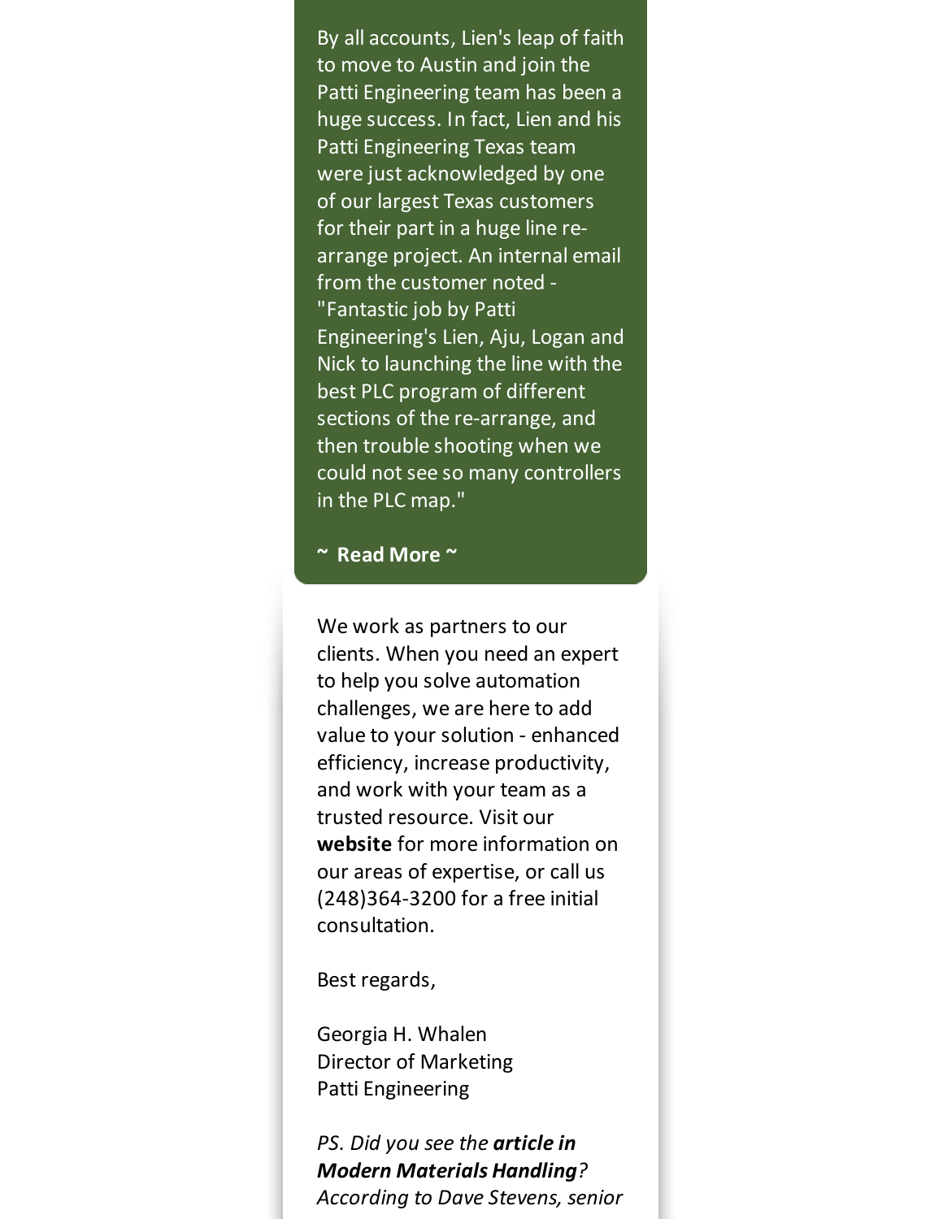By all accounts, Lien's leap of faith to move to Austin and join the Patti Engineering team has been a huge success. In fact, Lien and his Patti Engineering Texas team were just acknowledged by one of our largest Texas customers for their part in a huge line re-arrange project. An internal email from the customer noted - "Fantastic job by Patti Engineering's Lien, Aju, Logan and Nick to launching the line with the best PLC program of different sections of the re-arrange, and then trouble shooting when we could not see so many controllers in the PLC map."

**~ Read More ~**

We work as partners to our clients. When you need an expert to help you solve automation challenges, we are here to add value to your solution - enhanced efficiency, increase productivity, and work with your team as a trusted resource. Visit our **website** for more information on our areas of expertise, or call us (248)364-3200 for a free initial consultation.

Best regards,

Georgia H. Whalen
Director of Marketing
Patti Engineering

*PS. Did you see the* ***article in Modern Materials Handling****? According to Dave Stevens, senior*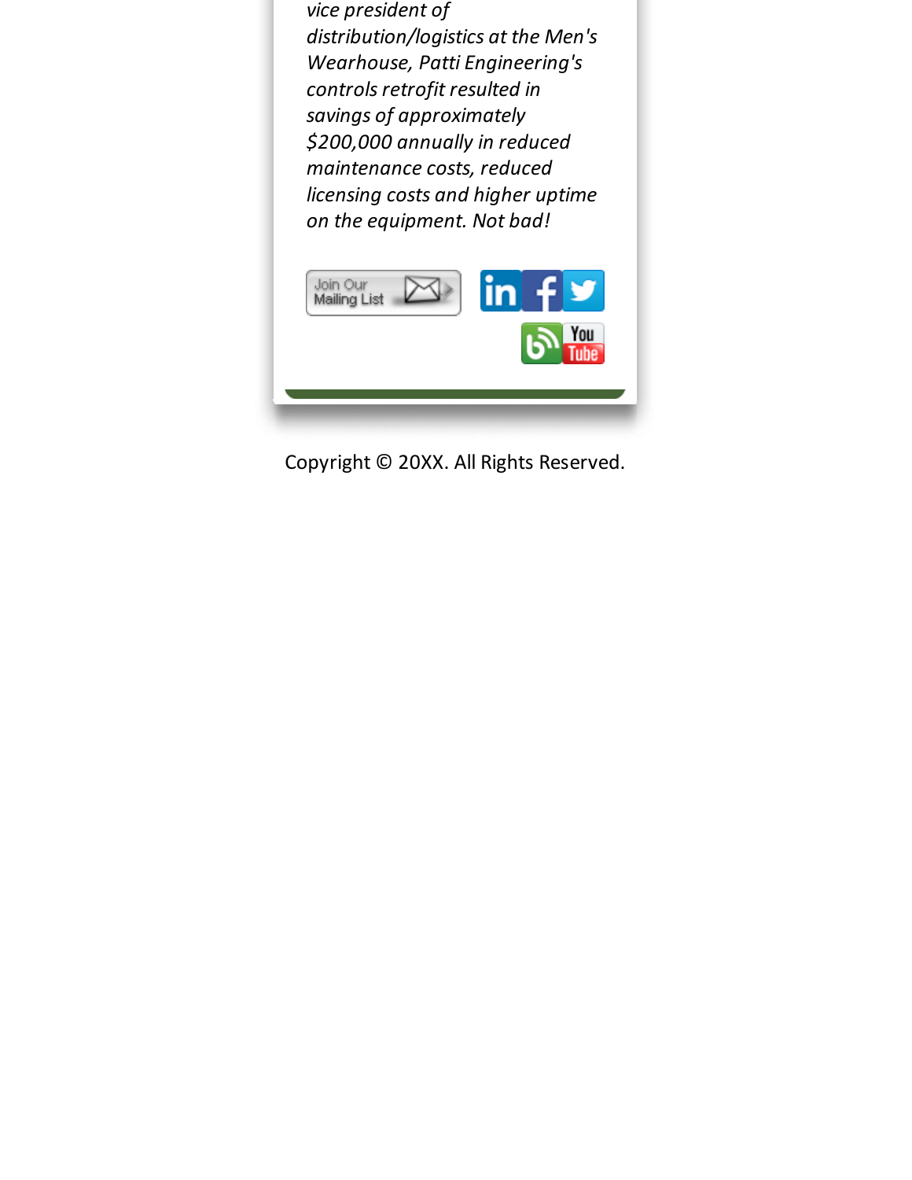*vice president of distribution/logistics at the Men's Wearhouse, Patti Engineering's controls retrofit resulted in savings of approximately $200,000 annually in reduced maintenance costs, reduced licensing costs and higher uptime on the equipment. Not bad!*

Join Our Mailing List

Copyright © 20XX. All Rights Reserved.